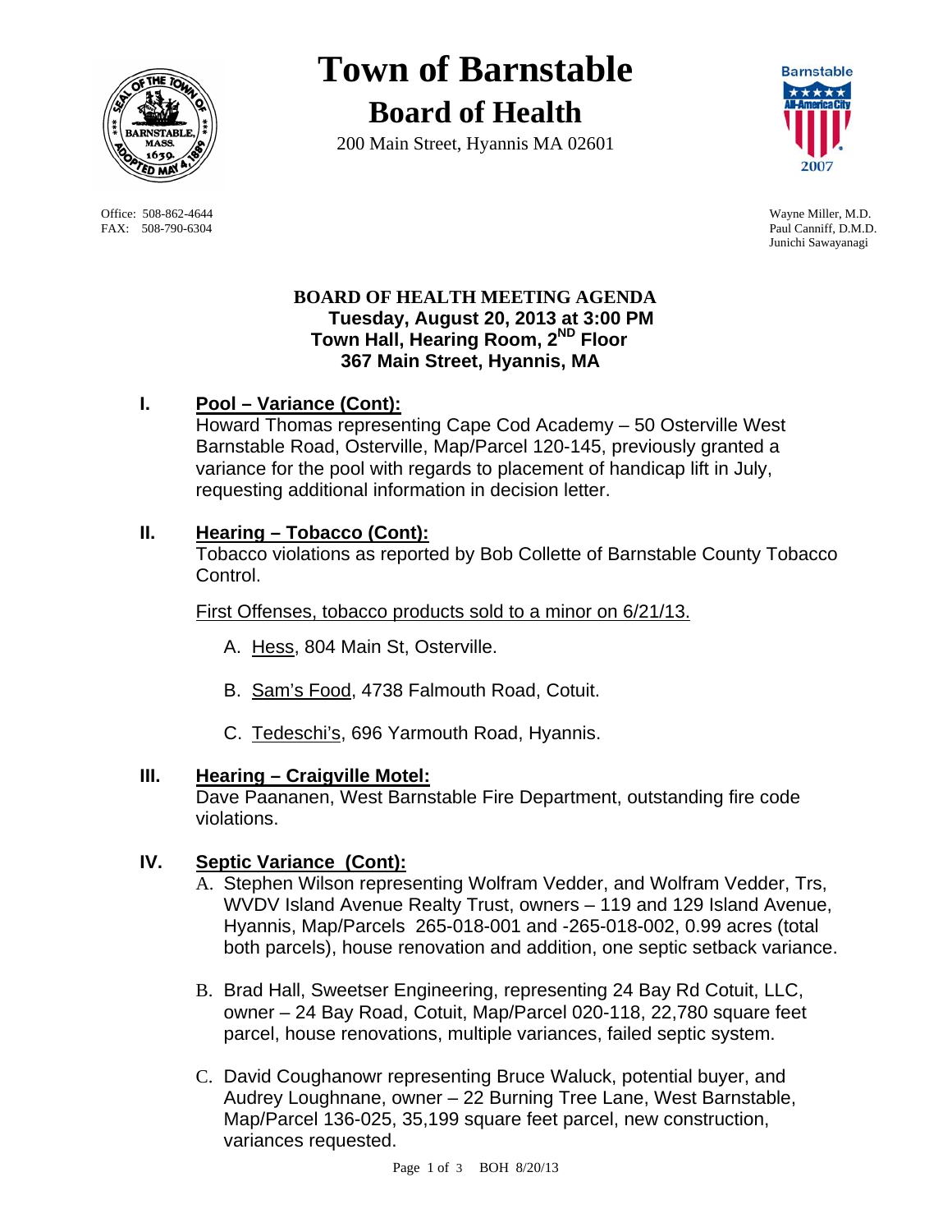# Town of Barnstable

## Board of Health

200 Main Street, Hyannis MA 02601

Office: 508-862-4644
FAX: 508-790-6304

Wayne Miller, M.D.
Paul Canniff, D.M.D.
Junichi Sawayanagi

**BOARD OF HEALTH MEETING AGENDA**
**Tuesday, August 20, 2013 at 3:00 PM**
**Town Hall, Hearing Room, 2ND Floor**
**367 Main Street, Hyannis, MA**

**I. Pool – Variance (Cont):**

Howard Thomas representing Cape Cod Academy – 50 Osterville West Barnstable Road, Osterville, Map/Parcel 120-145, previously granted a variance for the pool with regards to placement of handicap lift in July, requesting additional information in decision letter.

**II. Hearing – Tobacco (Cont):**

Tobacco violations as reported by Bob Collette of Barnstable County Tobacco Control.

First Offenses, tobacco products sold to a minor on 6/21/13.

A. Hess, 804 Main St, Osterville.

B. Sam's Food, 4738 Falmouth Road, Cotuit.

C. Tedeschi's, 696 Yarmouth Road, Hyannis.

**III. Hearing – Craigville Motel:**

Dave Paananen, West Barnstable Fire Department, outstanding fire code violations.

**IV. Septic Variance (Cont):**

A. Stephen Wilson representing Wolfram Vedder, and Wolfram Vedder, Trs, WVDV Island Avenue Realty Trust, owners – 119 and 129 Island Avenue, Hyannis, Map/Parcels 265-018-001 and -265-018-002, 0.99 acres (total both parcels), house renovation and addition, one septic setback variance.

B. Brad Hall, Sweetser Engineering, representing 24 Bay Rd Cotuit, LLC, owner – 24 Bay Road, Cotuit, Map/Parcel 020-118, 22,780 square feet parcel, house renovations, multiple variances, failed septic system.

C. David Coughanowr representing Bruce Waluck, potential buyer, and Audrey Loughnane, owner – 22 Burning Tree Lane, West Barnstable, Map/Parcel 136-025, 35,199 square feet parcel, new construction, variances requested.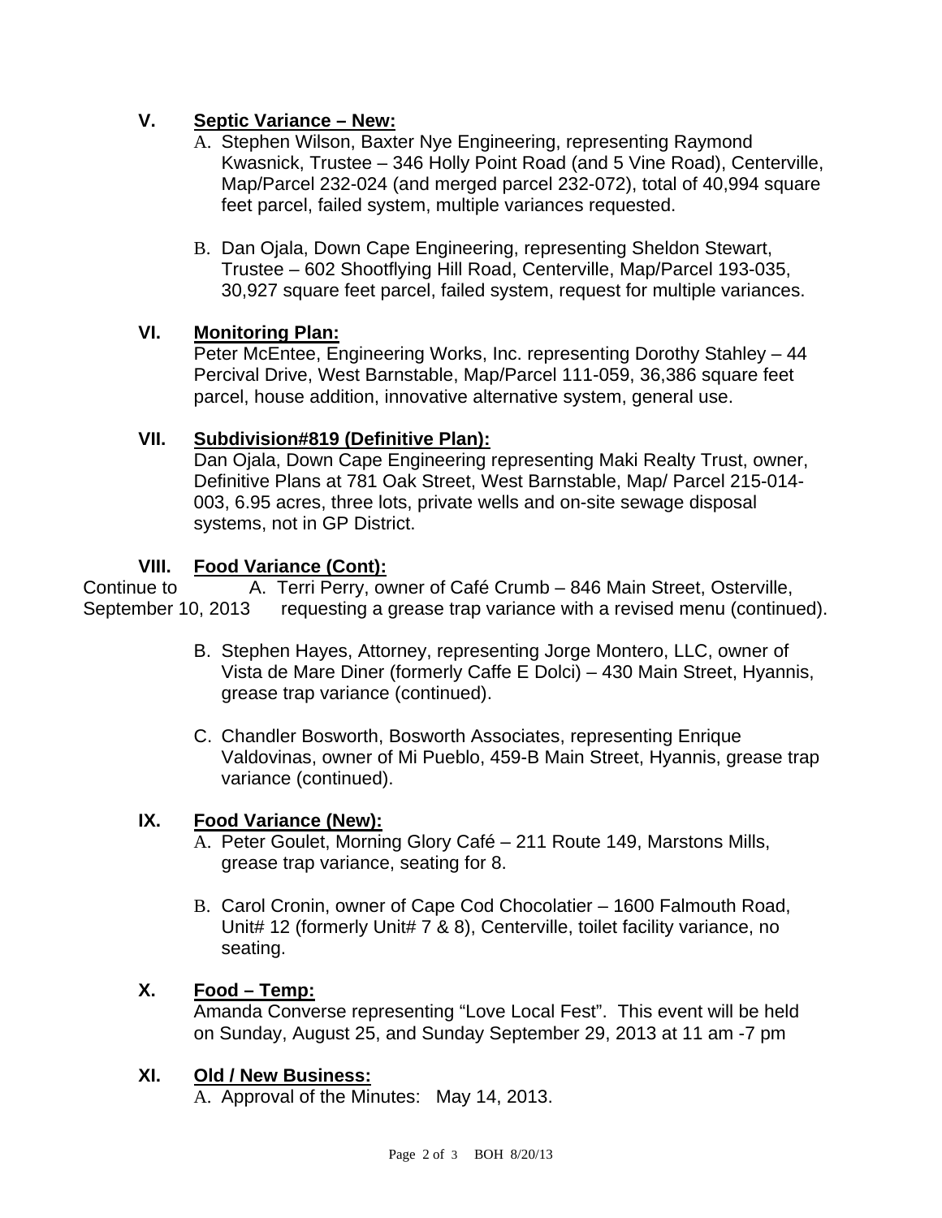## V. Septic Variance – New:

A. Stephen Wilson, Baxter Nye Engineering, representing Raymond Kwasnick, Trustee – 346 Holly Point Road (and 5 Vine Road), Centerville, Map/Parcel 232-024 (and merged parcel 232-072), total of 40,994 square feet parcel, failed system, multiple variances requested.

B. Dan Ojala, Down Cape Engineering, representing Sheldon Stewart, Trustee – 602 Shootflying Hill Road, Centerville, Map/Parcel 193-035, 30,927 square feet parcel, failed system, request for multiple variances.

## VI. Monitoring Plan:

Peter McEntee, Engineering Works, Inc. representing Dorothy Stahley – 44 Percival Drive, West Barnstable, Map/Parcel 111-059, 36,386 square feet parcel, house addition, innovative alternative system, general use.

## VII. Subdivision#819 (Definitive Plan):

Dan Ojala, Down Cape Engineering representing Maki Realty Trust, owner, Definitive Plans at 781 Oak Street, West Barnstable, Map/ Parcel 215-014-003, 6.95 acres, three lots, private wells and on-site sewage disposal systems, not in GP District.

## VIII. Food Variance (Cont):

Continue to September 10, 2013 — A. Terri Perry, owner of Café Crumb – 846 Main Street, Osterville, requesting a grease trap variance with a revised menu (continued).

B. Stephen Hayes, Attorney, representing Jorge Montero, LLC, owner of Vista de Mare Diner (formerly Caffe E Dolci) – 430 Main Street, Hyannis, grease trap variance (continued).

C. Chandler Bosworth, Bosworth Associates, representing Enrique Valdovinas, owner of Mi Pueblo, 459-B Main Street, Hyannis, grease trap variance (continued).

## IX. Food Variance (New):

A. Peter Goulet, Morning Glory Café – 211 Route 149, Marstons Mills, grease trap variance, seating for 8.

B. Carol Cronin, owner of Cape Cod Chocolatier – 1600 Falmouth Road, Unit# 12 (formerly Unit# 7 & 8), Centerville, toilet facility variance, no seating.

## X. Food – Temp:

Amanda Converse representing "Love Local Fest". This event will be held on Sunday, August 25, and Sunday September 29, 2013 at 11 am -7 pm

## XI. Old / New Business:

A. Approval of the Minutes: May 14, 2013.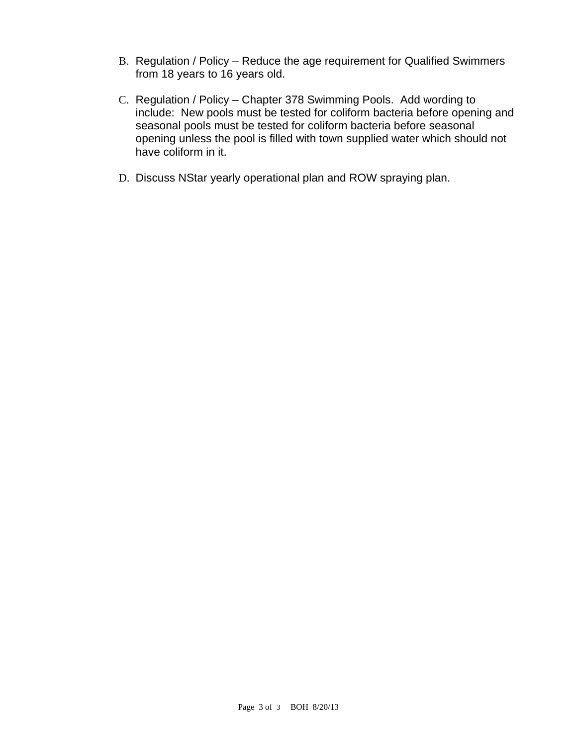B. Regulation / Policy – Reduce the age requirement for Qualified Swimmers from 18 years to 16 years old.

C. Regulation / Policy – Chapter 378 Swimming Pools. Add wording to include: New pools must be tested for coliform bacteria before opening and seasonal pools must be tested for coliform bacteria before seasonal opening unless the pool is filled with town supplied water which should not have coliform in it.

D. Discuss NStar yearly operational plan and ROW spraying plan.